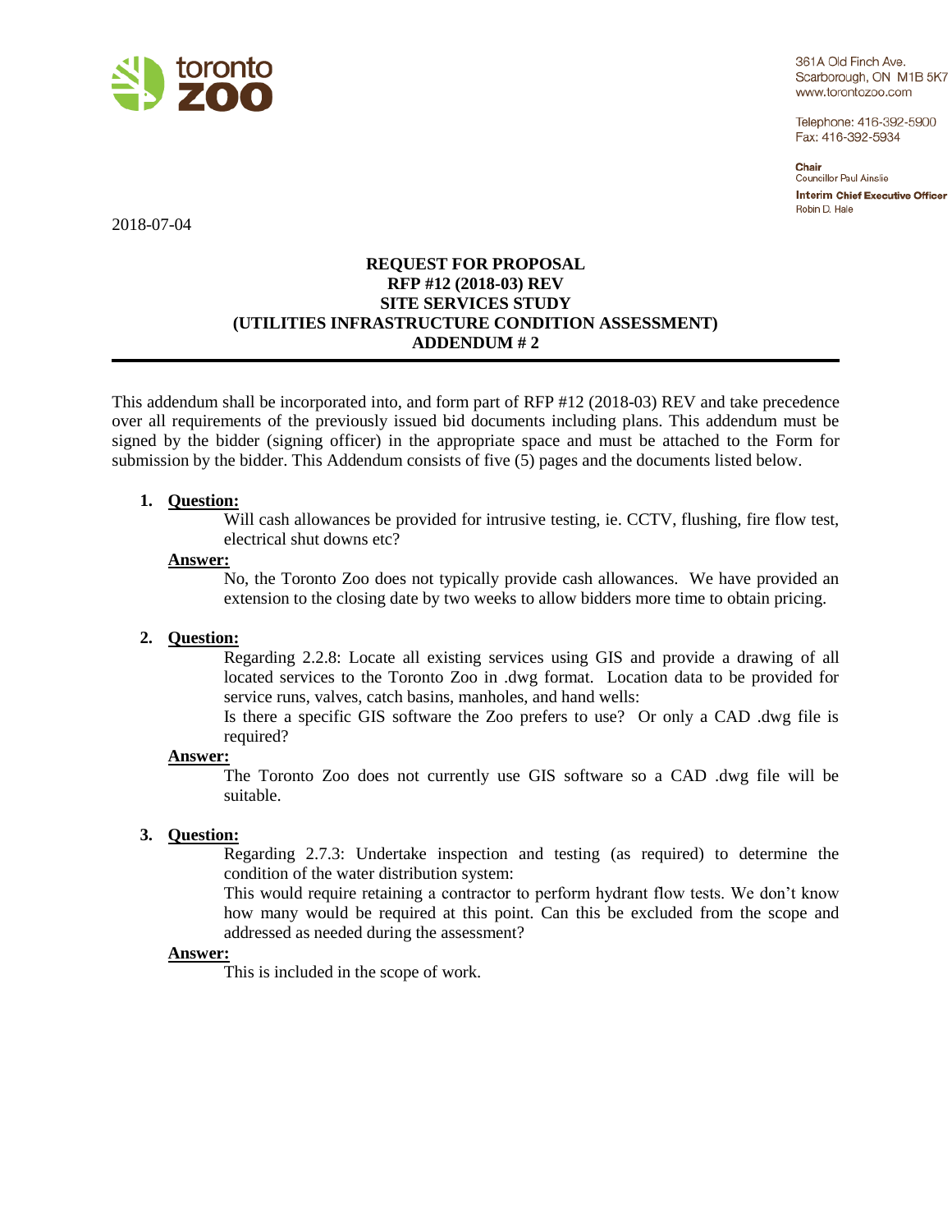toronto zoo

361A Old Finch Ave.
Scarborough, ON M1B 5K7
www.torontozoo.com

Telephone: 416-392-5900
Fax: 416-392-5934

**Chair**
Councillor Paul Ainslie

**Interim Chief Executive Officer**
Robin D. Hale

2018-07-04

# REQUEST FOR PROPOSAL
## RFP #12 (2018-03) REV
## SITE SERVICES STUDY
## (UTILITIES INFRASTRUCTURE CONDITION ASSESSMENT)
## ADDENDUM # 2

---

This addendum shall be incorporated into, and form part of RFP #12 (2018-03) REV and take precedence over all requirements of the previously issued bid documents including plans. This addendum must be signed by the bidder (signing officer) in the appropriate space and must be attached to the Form for submission by the bidder. This Addendum consists of five (5) pages and the documents listed below.

1. **Question:**

   Will cash allowances be provided for intrusive testing, ie. CCTV, flushing, fire flow test, electrical shut downs etc?

   **Answer:**

   No, the Toronto Zoo does not typically provide cash allowances. We have provided an extension to the closing date by two weeks to allow bidders more time to obtain pricing.

2. **Question:**

   Regarding 2.2.8: Locate all existing services using GIS and provide a drawing of all located services to the Toronto Zoo in .dwg format. Location data to be provided for service runs, valves, catch basins, manholes, and hand wells:

   Is there a specific GIS software the Zoo prefers to use? Or only a CAD .dwg file is required?

   **Answer:**

   The Toronto Zoo does not currently use GIS software so a CAD .dwg file will be suitable.

3. **Question:**

   Regarding 2.7.3: Undertake inspection and testing (as required) to determine the condition of the water distribution system:

   This would require retaining a contractor to perform hydrant flow tests. We don't know how many would be required at this point. Can this be excluded from the scope and addressed as needed during the assessment?

   **Answer:**

   This is included in the scope of work.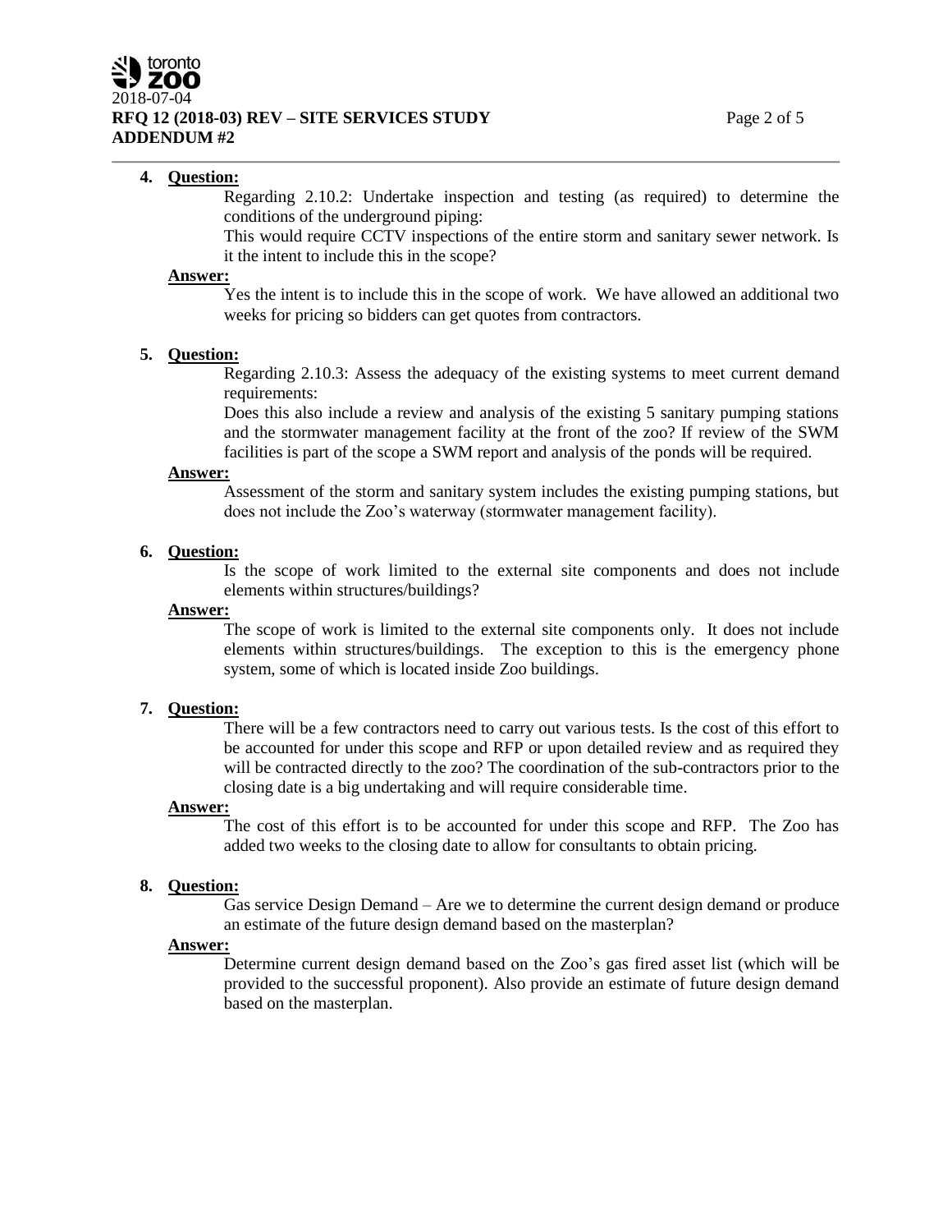**4. Question:**

Regarding 2.10.2: Undertake inspection and testing (as required) to determine the conditions of the underground piping:

This would require CCTV inspections of the entire storm and sanitary sewer network. Is it the intent to include this in the scope?

**Answer:**

Yes the intent is to include this in the scope of work. We have allowed an additional two weeks for pricing so bidders can get quotes from contractors.

**5. Question:**

Regarding 2.10.3: Assess the adequacy of the existing systems to meet current demand requirements:

Does this also include a review and analysis of the existing 5 sanitary pumping stations and the stormwater management facility at the front of the zoo? If review of the SWM facilities is part of the scope a SWM report and analysis of the ponds will be required.

**Answer:**

Assessment of the storm and sanitary system includes the existing pumping stations, but does not include the Zoo's waterway (stormwater management facility).

**6. Question:**

Is the scope of work limited to the external site components and does not include elements within structures/buildings?

**Answer:**

The scope of work is limited to the external site components only. It does not include elements within structures/buildings. The exception to this is the emergency phone system, some of which is located inside Zoo buildings.

**7. Question:**

There will be a few contractors need to carry out various tests. Is the cost of this effort to be accounted for under this scope and RFP or upon detailed review and as required they will be contracted directly to the zoo? The coordination of the sub-contractors prior to the closing date is a big undertaking and will require considerable time.

**Answer:**

The cost of this effort is to be accounted for under this scope and RFP. The Zoo has added two weeks to the closing date to allow for consultants to obtain pricing.

**8. Question:**

Gas service Design Demand – Are we to determine the current design demand or produce an estimate of the future design demand based on the masterplan?

**Answer:**

Determine current design demand based on the Zoo's gas fired asset list (which will be provided to the successful proponent). Also provide an estimate of future design demand based on the masterplan.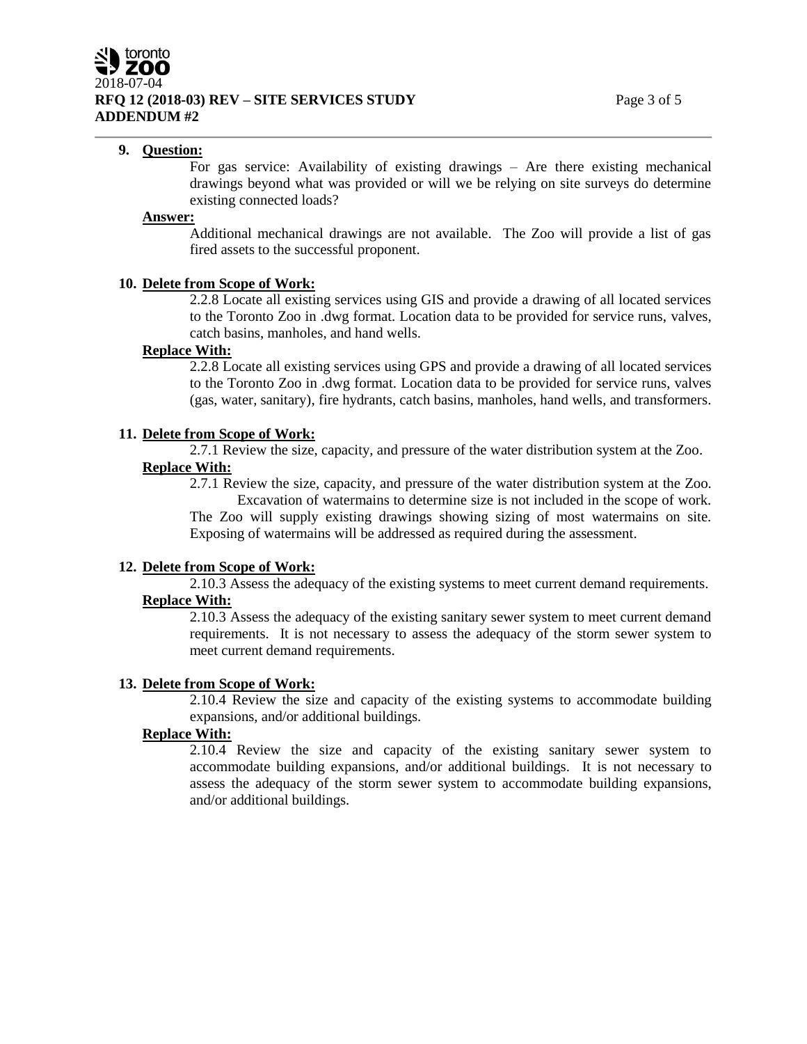**9. Question:**

For gas service: Availability of existing drawings – Are there existing mechanical drawings beyond what was provided or will we be relying on site surveys do determine existing connected loads?

**Answer:**

Additional mechanical drawings are not available. The Zoo will provide a list of gas fired assets to the successful proponent.

**10. Delete from Scope of Work:**

2.2.8 Locate all existing services using GIS and provide a drawing of all located services to the Toronto Zoo in .dwg format. Location data to be provided for service runs, valves, catch basins, manholes, and hand wells.

**Replace With:**

2.2.8 Locate all existing services using GPS and provide a drawing of all located services to the Toronto Zoo in .dwg format. Location data to be provided for service runs, valves (gas, water, sanitary), fire hydrants, catch basins, manholes, hand wells, and transformers.

**11. Delete from Scope of Work:**

2.7.1 Review the size, capacity, and pressure of the water distribution system at the Zoo.

**Replace With:**

2.7.1 Review the size, capacity, and pressure of the water distribution system at the Zoo. Excavation of watermains to determine size is not included in the scope of work. The Zoo will supply existing drawings showing sizing of most watermains on site. Exposing of watermains will be addressed as required during the assessment.

**12. Delete from Scope of Work:**

2.10.3 Assess the adequacy of the existing systems to meet current demand requirements.

**Replace With:**

2.10.3 Assess the adequacy of the existing sanitary sewer system to meet current demand requirements. It is not necessary to assess the adequacy of the storm sewer system to meet current demand requirements.

**13. Delete from Scope of Work:**

2.10.4 Review the size and capacity of the existing systems to accommodate building expansions, and/or additional buildings.

**Replace With:**

2.10.4 Review the size and capacity of the existing sanitary sewer system to accommodate building expansions, and/or additional buildings. It is not necessary to assess the adequacy of the storm sewer system to accommodate building expansions, and/or additional buildings.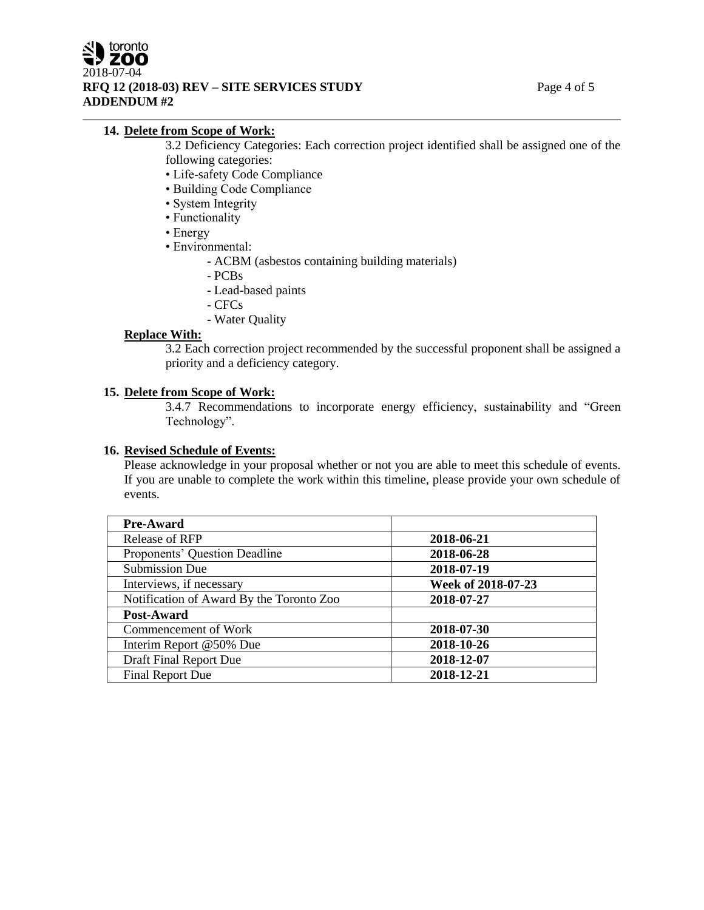**14. Delete from Scope of Work:**

3.2 Deficiency Categories: Each correction project identified shall be assigned one of the following categories:

- Life-safety Code Compliance
- Building Code Compliance
- System Integrity
- Functionality
- Energy
- Environmental:
    - ACBM (asbestos containing building materials)
    - PCBs
    - Lead-based paints
    - CFCs
    - Water Quality

**Replace With:**

3.2 Each correction project recommended by the successful proponent shall be assigned a priority and a deficiency category.

**15. Delete from Scope of Work:**

3.4.7 Recommendations to incorporate energy efficiency, sustainability and "Green Technology".

**16. Revised Schedule of Events:**

Please acknowledge in your proposal whether or not you are able to meet this schedule of events. If you are unable to complete the work within this timeline, please provide your own schedule of events.

| **Pre-Award** | |
|---|---|
| Release of RFP | **2018-06-21** |
| Proponents' Question Deadline | **2018-06-28** |
| Submission Due | **2018-07-19** |
| Interviews, if necessary | **Week of 2018-07-23** |
| Notification of Award By the Toronto Zoo | **2018-07-27** |
| **Post-Award** | |
| Commencement of Work | **2018-07-30** |
| Interim Report @50% Due | **2018-10-26** |
| Draft Final Report Due | **2018-12-07** |
| Final Report Due | **2018-12-21** |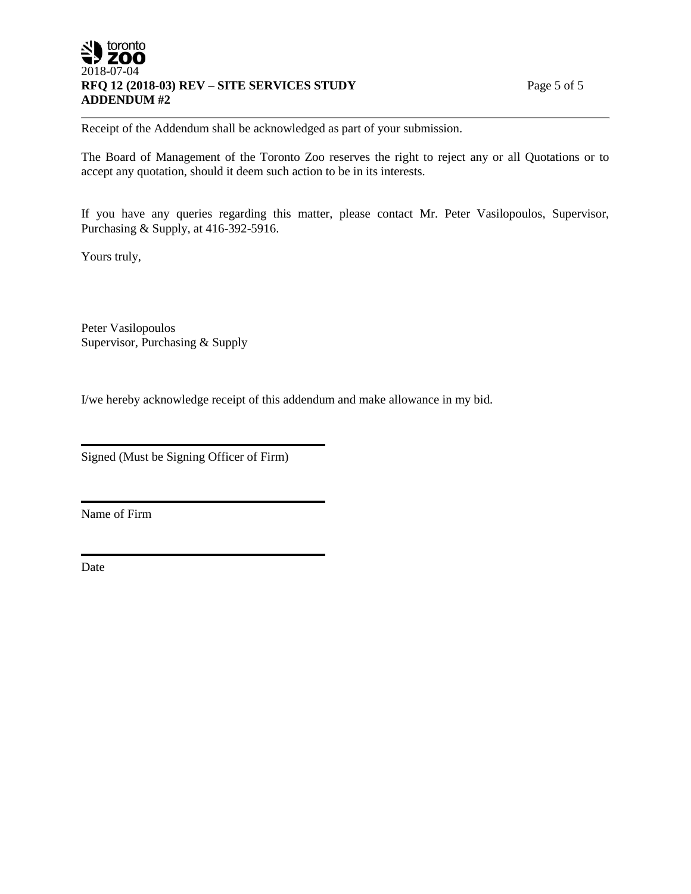Receipt of the Addendum shall be acknowledged as part of your submission.

The Board of Management of the Toronto Zoo reserves the right to reject any or all Quotations or to accept any quotation, should it deem such action to be in its interests.

If you have any queries regarding this matter, please contact Mr. Peter Vasilopoulos, Supervisor, Purchasing & Supply, at 416-392-5916.

Yours truly,

Peter Vasilopoulos
Supervisor, Purchasing & Supply

I/we hereby acknowledge receipt of this addendum and make allowance in my bid.

_______________________________
Signed (Must be Signing Officer of Firm)

_______________________________
Name of Firm

_______________________________
Date